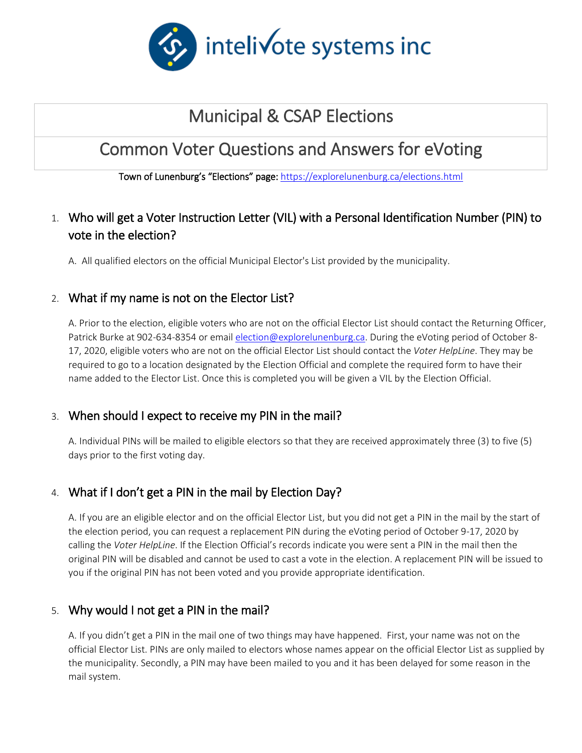intelivote systems inc

# Municipal & CSAP Elections

# Common Voter Questions and Answers for eVoting

**Town of Lunenburg's "Elections" page:** [https://explorelunenburg.ca/elections.html](https://explorelunenburg.ca/elections.html)

## 1. Who will get a Voter Instruction Letter (VIL) with a Personal Identification Number (PIN) to vote in the election?

A. All qualified electors on the official Municipal Elector's List provided by the municipality.

## 2. What if my name is not on the Elector List?

A. Prior to the election, eligible voters who are not on the official Elector List should contact the Returning Officer, Patrick Burke at 902-634-8354 or email [election@explorelunenburg.ca](mailto:election@explorelunenburg.ca). During the eVoting period of October 8-17, 2020, eligible voters who are not on the official Elector List should contact the *Voter HelpLine*. They may be required to go to a location designated by the Election Official and complete the required form to have their name added to the Elector List. Once this is completed you will be given a VIL by the Election Official.

## 3. When should I expect to receive my PIN in the mail?

A. Individual PINs will be mailed to eligible electors so that they are received approximately three (3) to five (5) days prior to the first voting day.

## 4. What if I don't get a PIN in the mail by Election Day?

A. If you are an eligible elector and on the official Elector List, but you did not get a PIN in the mail by the start of the election period, you can request a replacement PIN during the eVoting period of October 9-17, 2020 by calling the *Voter HelpLine*. If the Election Official's records indicate you were sent a PIN in the mail then the original PIN will be disabled and cannot be used to cast a vote in the election. A replacement PIN will be issued to you if the original PIN has not been voted and you provide appropriate identification.

## 5. Why would I not get a PIN in the mail?

A. If you didn't get a PIN in the mail one of two things may have happened. First, your name was not on the official Elector List. PINs are only mailed to electors whose names appear on the official Elector List as supplied by the municipality. Secondly, a PIN may have been mailed to you and it has been delayed for some reason in the mail system.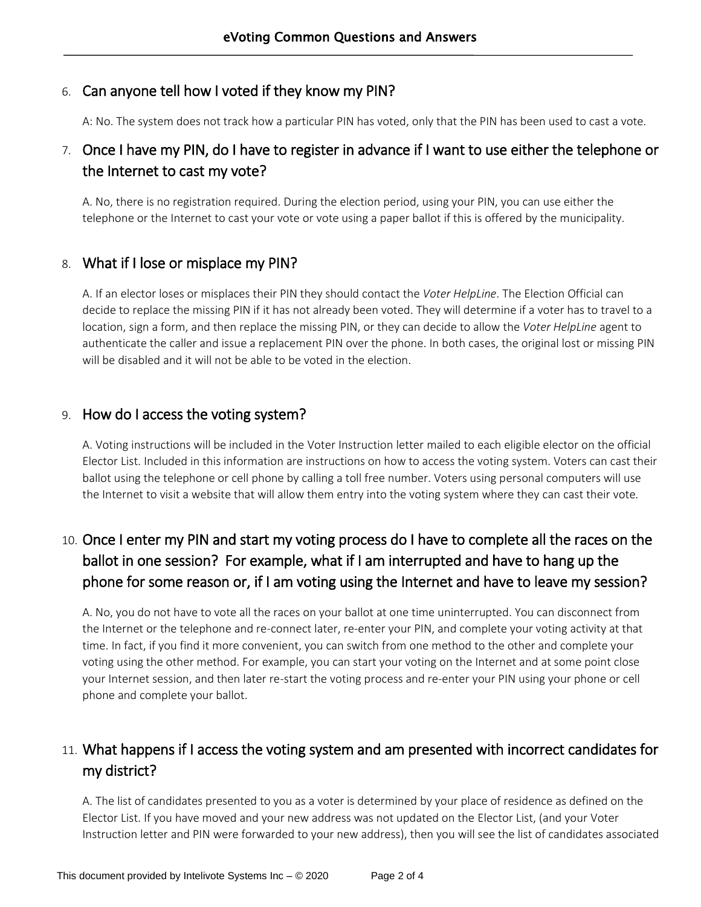## 6. Can anyone tell how I voted if they know my PIN?

A: No. The system does not track how a particular PIN has voted, only that the PIN has been used to cast a vote.

## 7. Once I have my PIN, do I have to register in advance if I want to use either the telephone or the Internet to cast my vote?

A. No, there is no registration required. During the election period, using your PIN, you can use either the telephone or the Internet to cast your vote or vote using a paper ballot if this is offered by the municipality.

## 8. What if I lose or misplace my PIN?

A. If an elector loses or misplaces their PIN they should contact the *Voter HelpLine*. The Election Official can decide to replace the missing PIN if it has not already been voted. They will determine if a voter has to travel to a location, sign a form, and then replace the missing PIN, or they can decide to allow the *Voter HelpLine* agent to authenticate the caller and issue a replacement PIN over the phone. In both cases, the original lost or missing PIN will be disabled and it will not be able to be voted in the election.

## 9. How do I access the voting system?

A. Voting instructions will be included in the Voter Instruction letter mailed to each eligible elector on the official Elector List. Included in this information are instructions on how to access the voting system. Voters can cast their ballot using the telephone or cell phone by calling a toll free number. Voters using personal computers will use the Internet to visit a website that will allow them entry into the voting system where they can cast their vote.

## 10. Once I enter my PIN and start my voting process do I have to complete all the races on the ballot in one session? For example, what if I am interrupted and have to hang up the phone for some reason or, if I am voting using the Internet and have to leave my session?

A. No, you do not have to vote all the races on your ballot at one time uninterrupted. You can disconnect from the Internet or the telephone and re-connect later, re-enter your PIN, and complete your voting activity at that time. In fact, if you find it more convenient, you can switch from one method to the other and complete your voting using the other method. For example, you can start your voting on the Internet and at some point close your Internet session, and then later re-start the voting process and re-enter your PIN using your phone or cell phone and complete your ballot.

## 11. What happens if I access the voting system and am presented with incorrect candidates for my district?

A. The list of candidates presented to you as a voter is determined by your place of residence as defined on the Elector List. If you have moved and your new address was not updated on the Elector List, (and your Voter Instruction letter and PIN were forwarded to your new address), then you will see the list of candidates associated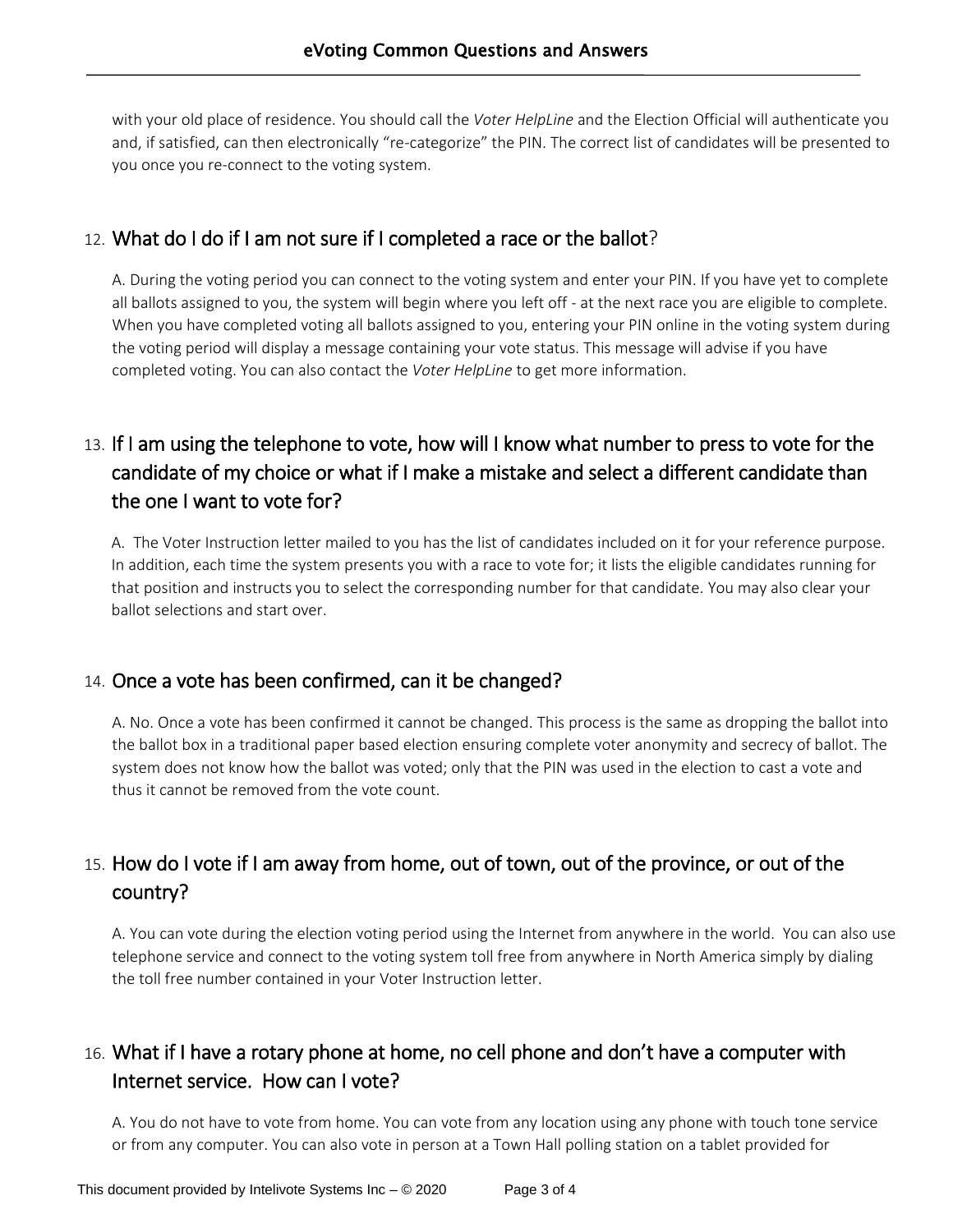with your old place of residence. You should call the *Voter HelpLine* and the Election Official will authenticate you and, if satisfied, can then electronically "re-categorize" the PIN. The correct list of candidates will be presented to you once you re-connect to the voting system.

## 12. What do I do if I am not sure if I completed a race or the ballot?

A. During the voting period you can connect to the voting system and enter your PIN. If you have yet to complete all ballots assigned to you, the system will begin where you left off - at the next race you are eligible to complete. When you have completed voting all ballots assigned to you, entering your PIN online in the voting system during the voting period will display a message containing your vote status. This message will advise if you have completed voting. You can also contact the *Voter HelpLine* to get more information.

## 13. If I am using the telephone to vote, how will I know what number to press to vote for the candidate of my choice or what if I make a mistake and select a different candidate than the one I want to vote for?

A. The Voter Instruction letter mailed to you has the list of candidates included on it for your reference purpose. In addition, each time the system presents you with a race to vote for; it lists the eligible candidates running for that position and instructs you to select the corresponding number for that candidate. You may also clear your ballot selections and start over.

## 14. Once a vote has been confirmed, can it be changed?

A. No. Once a vote has been confirmed it cannot be changed. This process is the same as dropping the ballot into the ballot box in a traditional paper based election ensuring complete voter anonymity and secrecy of ballot. The system does not know how the ballot was voted; only that the PIN was used in the election to cast a vote and thus it cannot be removed from the vote count.

## 15. How do I vote if I am away from home, out of town, out of the province, or out of the country?

A. You can vote during the election voting period using the Internet from anywhere in the world. You can also use telephone service and connect to the voting system toll free from anywhere in North America simply by dialing the toll free number contained in your Voter Instruction letter.

## 16. What if I have a rotary phone at home, no cell phone and don't have a computer with Internet service. How can I vote?

A. You do not have to vote from home. You can vote from any location using any phone with touch tone service or from any computer. You can also vote in person at a Town Hall polling station on a tablet provided for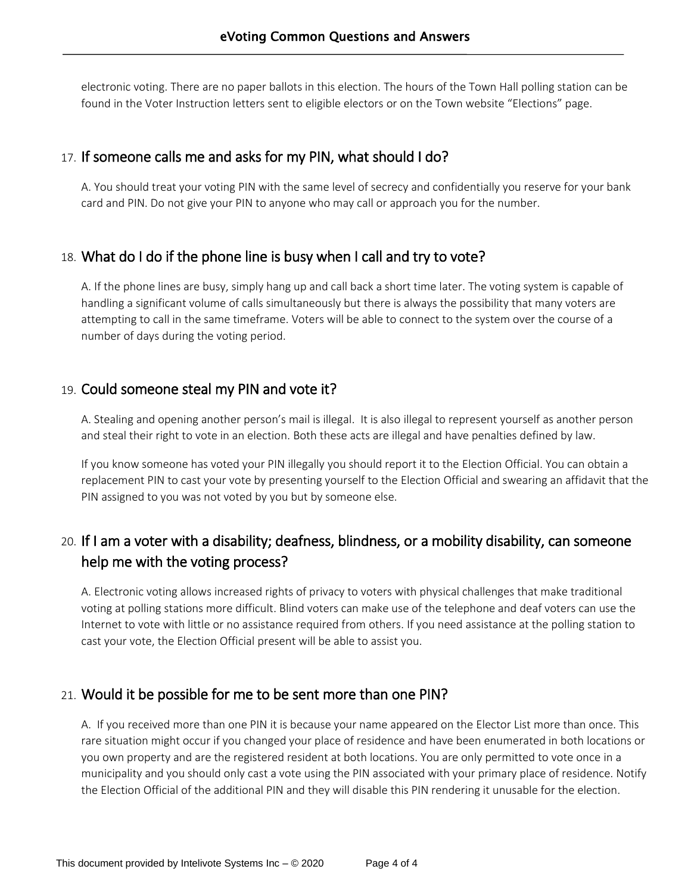electronic voting. There are no paper ballots in this election. The hours of the Town Hall polling station can be found in the Voter Instruction letters sent to eligible electors or on the Town website "Elections" page.

## 17. If someone calls me and asks for my PIN, what should I do?

A. You should treat your voting PIN with the same level of secrecy and confidentially you reserve for your bank card and PIN. Do not give your PIN to anyone who may call or approach you for the number.

## 18. What do I do if the phone line is busy when I call and try to vote?

A. If the phone lines are busy, simply hang up and call back a short time later. The voting system is capable of handling a significant volume of calls simultaneously but there is always the possibility that many voters are attempting to call in the same timeframe. Voters will be able to connect to the system over the course of a number of days during the voting period.

## 19. Could someone steal my PIN and vote it?

A. Stealing and opening another person's mail is illegal. It is also illegal to represent yourself as another person and steal their right to vote in an election. Both these acts are illegal and have penalties defined by law.

If you know someone has voted your PIN illegally you should report it to the Election Official. You can obtain a replacement PIN to cast your vote by presenting yourself to the Election Official and swearing an affidavit that the PIN assigned to you was not voted by you but by someone else.

## 20. If I am a voter with a disability; deafness, blindness, or a mobility disability, can someone help me with the voting process?

A. Electronic voting allows increased rights of privacy to voters with physical challenges that make traditional voting at polling stations more difficult. Blind voters can make use of the telephone and deaf voters can use the Internet to vote with little or no assistance required from others. If you need assistance at the polling station to cast your vote, the Election Official present will be able to assist you.

## 21. Would it be possible for me to be sent more than one PIN?

A. If you received more than one PIN it is because your name appeared on the Elector List more than once. This rare situation might occur if you changed your place of residence and have been enumerated in both locations or you own property and are the registered resident at both locations. You are only permitted to vote once in a municipality and you should only cast a vote using the PIN associated with your primary place of residence. Notify the Election Official of the additional PIN and they will disable this PIN rendering it unusable for the election.